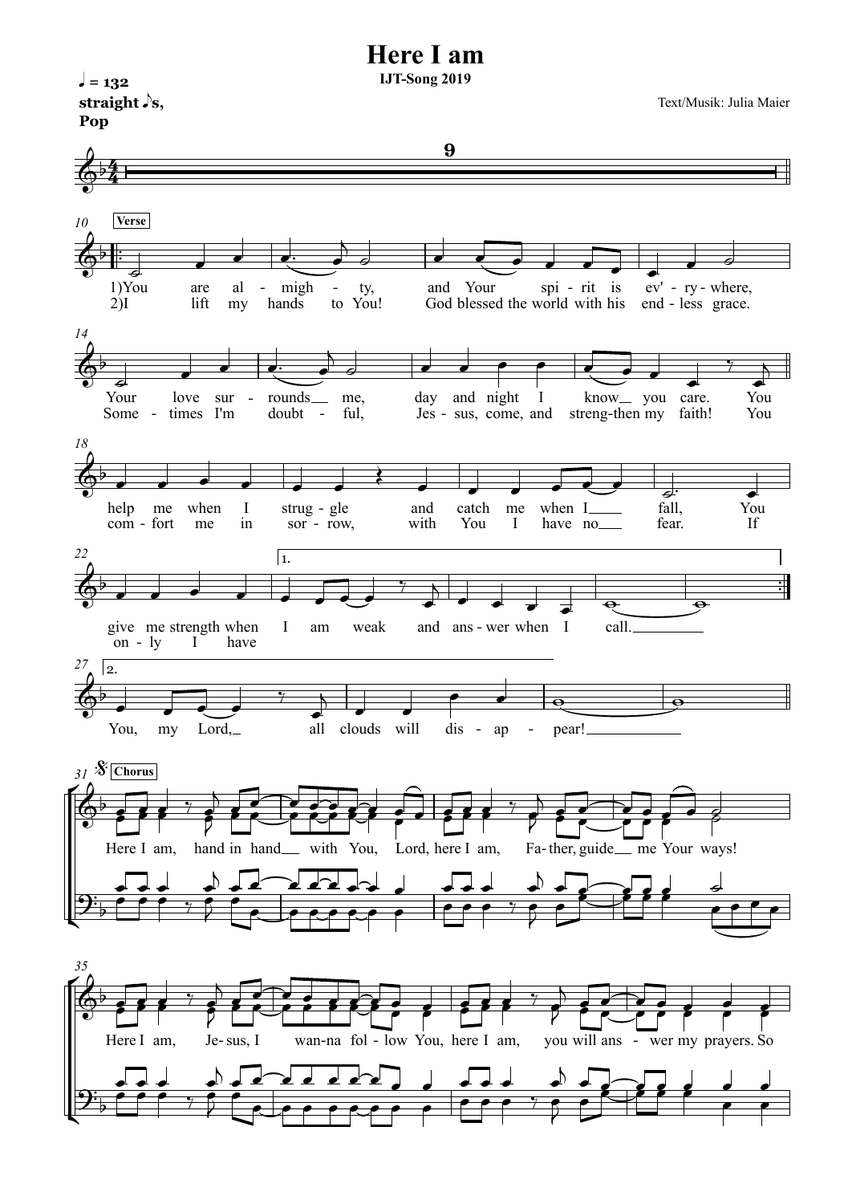# Here I am

**IJT-Song 2019**

♩ = 132
straight ♪s,
Pop

Text/Musik: Julia Maier

**Verse**

1) You are al - migh - ty, and Your spi - rit is ev' - ry - where,
2) I lift my hands to You! God blessed the world with his end - less grace.

Your love sur - rounds me, day and night I know you care. You
Some - times I'm doubt - ful, Jes - sus, come, and streng-then my faith! You

help me when I strug - gle and catch me when I fall, You
com - fort me in sor - row, with You I have no fear. If

give me strength when I am weak and ans - wer when I call.
on - ly I have

2. You, my Lord, all clouds will dis - ap - pear!

**Chorus**

Here I am, hand in hand with You, Lord, here I am, Fa - ther, guide me Your ways!

Here I am, Je - sus, I wan-na fol - low You, here I am, you will ans - wer my prayers. So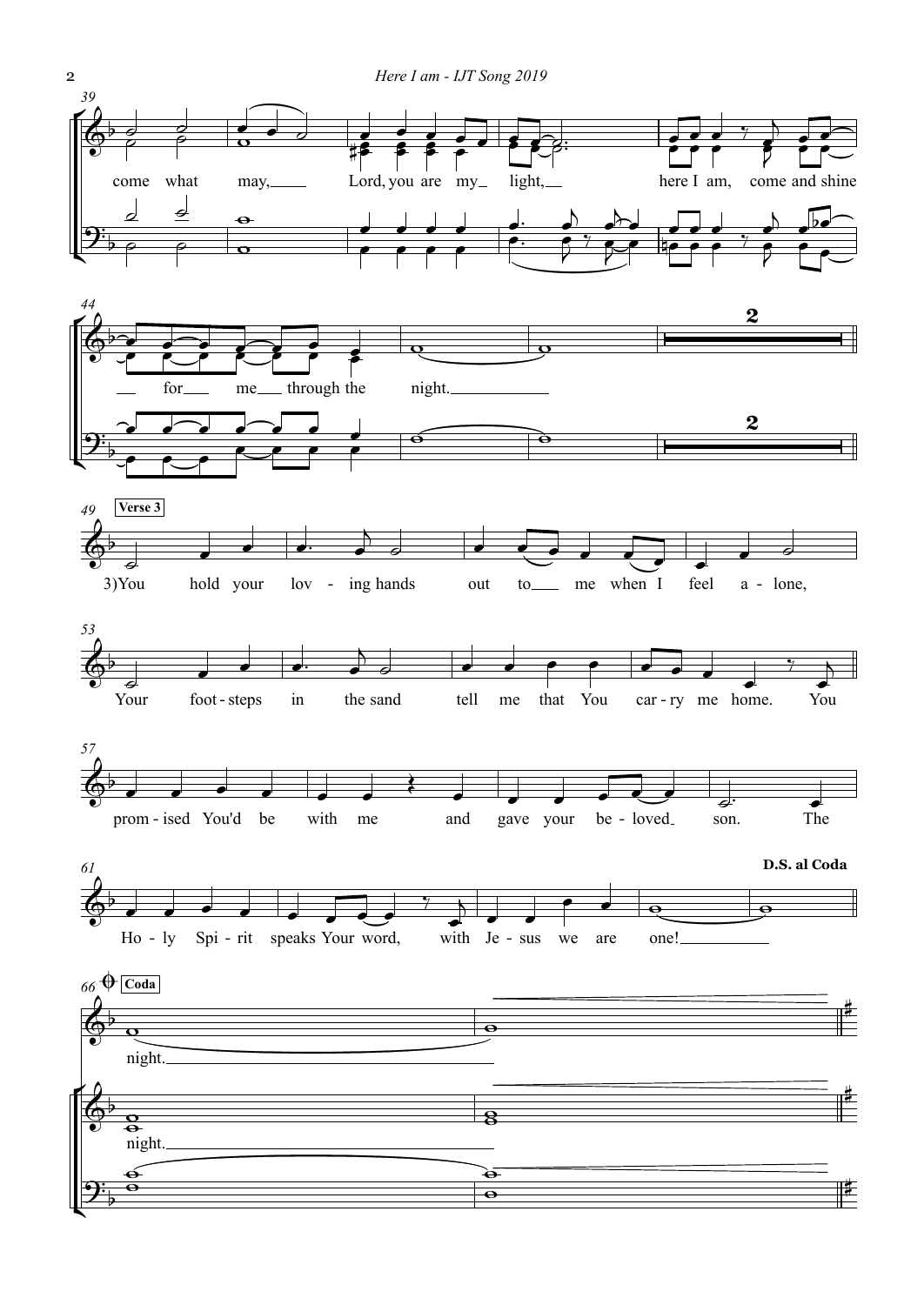39

come what may, Lord, you are my light, here I am, come and shine

44

for me through the night.

2

49 **Verse 3**

3)You hold your lov - ing hands out to me when I feel a - lone,

53

Your foot - steps in the sand tell me that You car - ry me home. You

57

prom - ised You'd be with me and gave your be - loved son. The

61 **D.S. al Coda**

Ho - ly Spi - rit speaks Your word, with Je - sus we are one!

66 **Coda**

night.

night.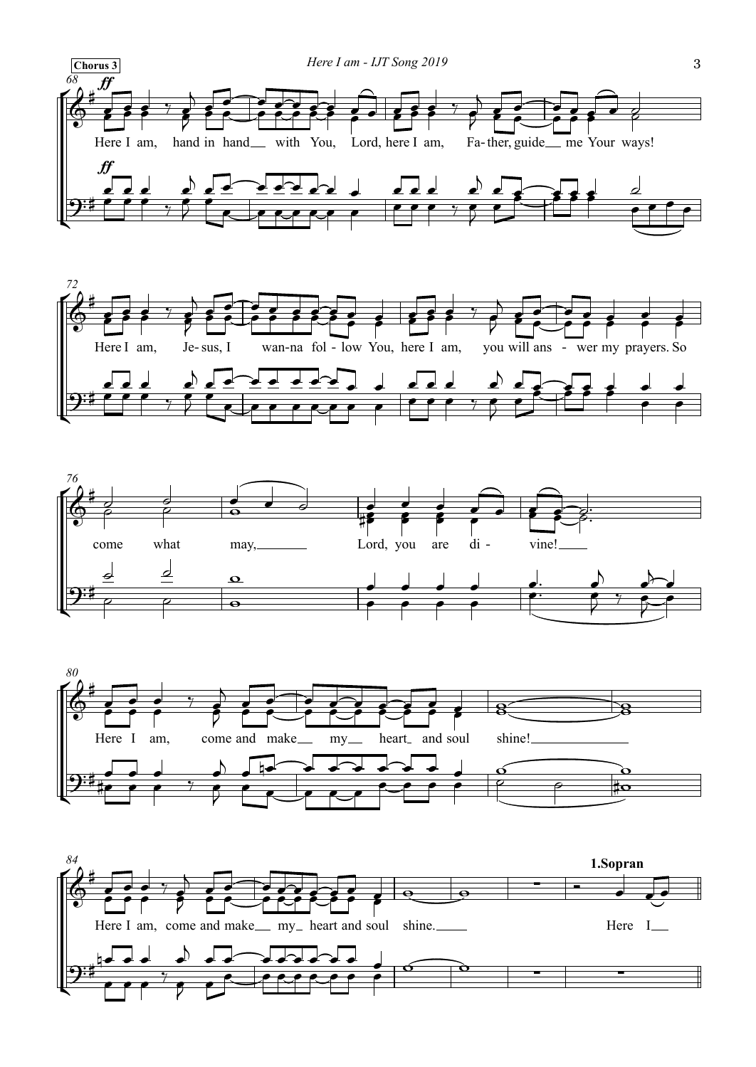**Chorus 3**

68 *ff*

Here I am, hand in hand with You, Lord, here I am, Fa-ther, guide me Your ways!

72

Here I am, Je-sus, I wan-na fol-low You, here I am, you will ans-wer my prayers. So

76

come what may, Lord, you are di-vine!

80

Here I am, come and make my heart and soul shine!

84

Here I am, come and make my heart and soul shine.

**1.Sopran**

Here I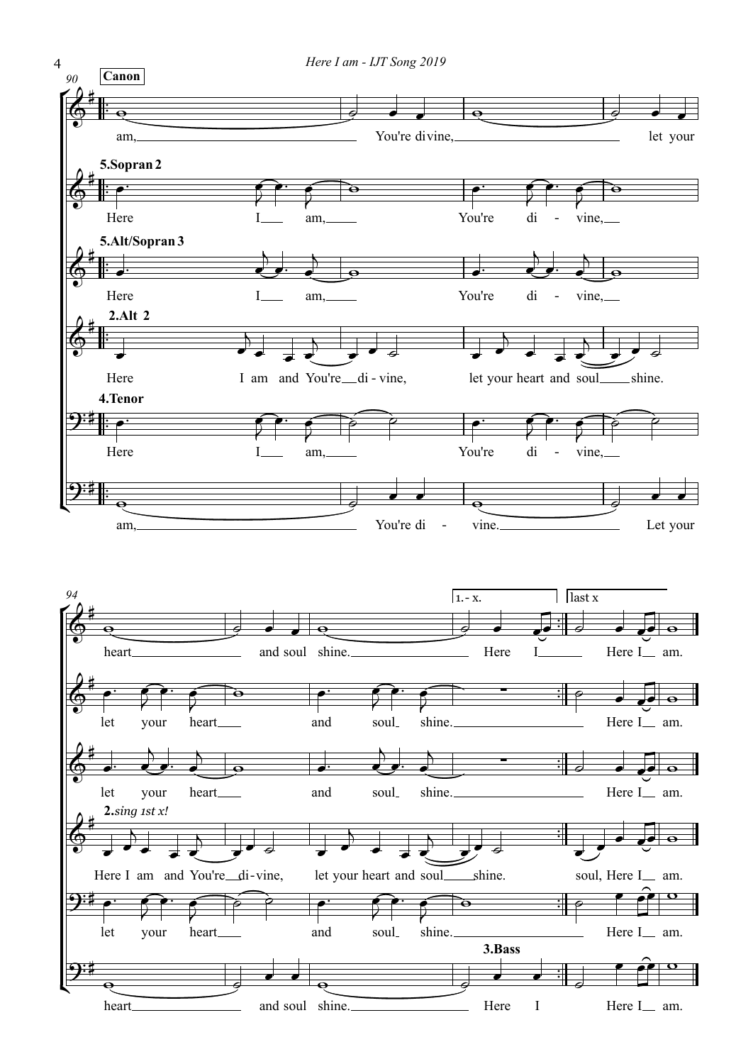**Canon**

90

am, You're divine, let your

**5.Sopran 2**

Here I am, You're di - vine,

**5.Alt/Sopran 3**

Here I am, You're di - vine,

**2.Alt 2**

Here I am and You're di - vine, let your heart and soul shine.

**4.Tenor**

Here I am, You're di - vine,

am, You're di - vine. Let your

94

1. - x. last x

heart and soul shine. Here I Here I am.

let your heart and soul shine. Here I am.

let your heart and soul shine. Here I am.

**2.** *sing 1st x!*

Here I am and You're di-vine, let your heart and soul shine. soul, Here I am.

let your heart and soul shine. Here I am.

**3.Bass**

heart and soul shine. Here I Here I am.